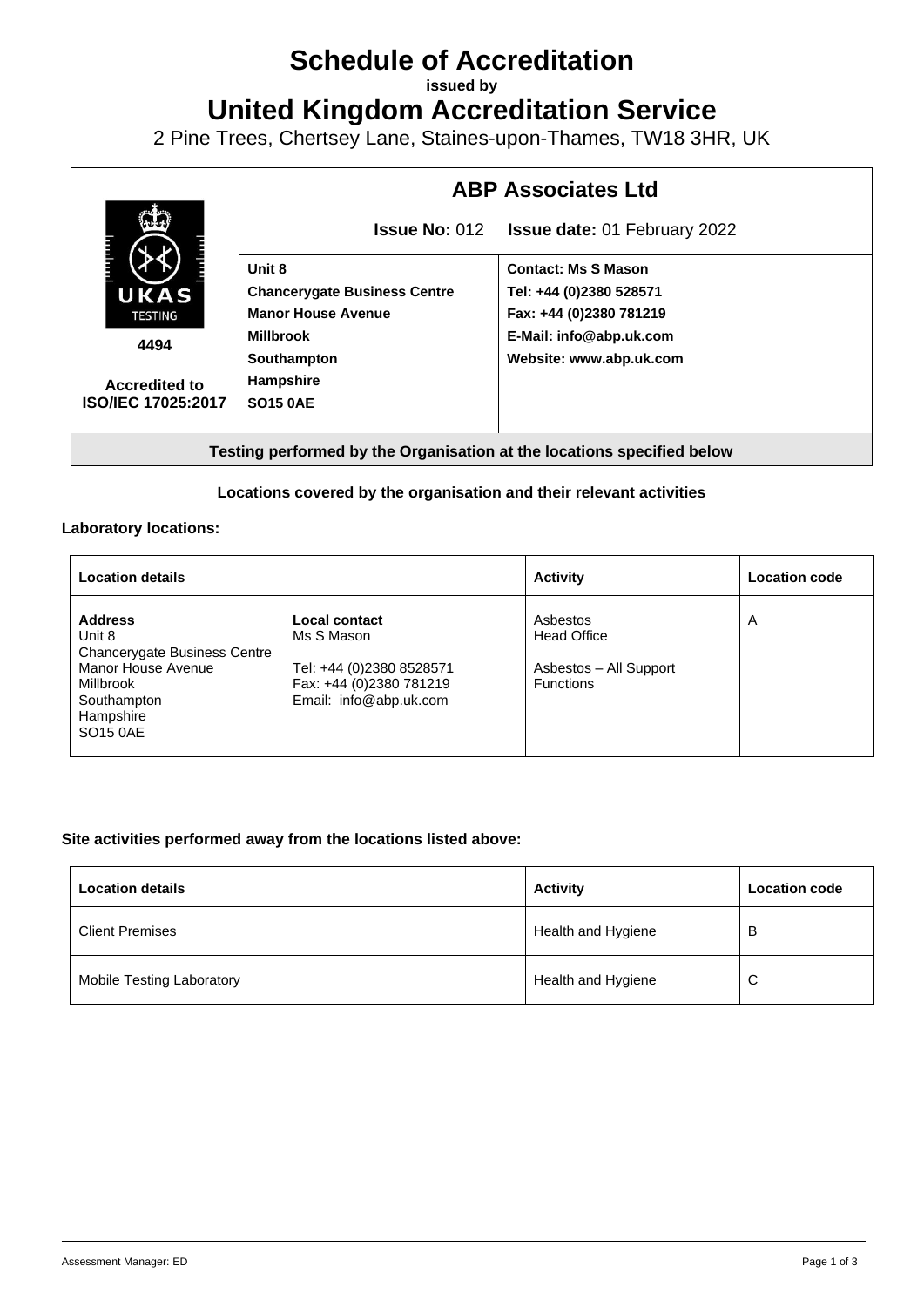# Schedule of Accreditation

issued by

# United Kingdom Accreditation Service

2 Pine Trees, Chertsey Lane, Staines-upon-Thames, TW18 3HR, UK

| UKAS TESTING 4494 Accredited to ISO/IEC 17025:2017 | **ABP Associates Ltd** | |
|---|---|---|
| | **Issue No:** 012 | **Issue date:** 01 February 2022 |
| | **Unit 8**<br>**Chancerygate Business Centre**<br>**Manor House Avenue**<br>**Millbrook**<br>**Southampton**<br>**Hampshire**<br>**SO15 0AE** | **Contact: Ms S Mason**<br>**Tel: +44 (0)2380 528571**<br>**Fax: +44 (0)2380 781219**<br>**E-Mail: info@abp.uk.com**<br>**Website: www.abp.uk.com** |

**Testing performed by the Organisation at the locations specified below**

**Locations covered by the organisation and their relevant activities**

**Laboratory locations:**

| Location details | | Activity | Location code |
|---|---|---|---|
| **Address**<br>Unit 8<br>Chancerygate Business Centre<br>Manor House Avenue<br>Millbrook<br>Southampton<br>Hampshire<br>SO15 0AE | **Local contact**<br>Ms S Mason<br><br>Tel: +44 (0)2380 8528571<br>Fax: +44 (0)2380 781219<br>Email: info@abp.uk.com | Asbestos<br>Head Office<br><br>Asbestos – All Support Functions | A |

**Site activities performed away from the locations listed above:**

| Location details | Activity | Location code |
|---|---|---|
| Client Premises | Health and Hygiene | B |
| Mobile Testing Laboratory | Health and Hygiene | C |

Assessment Manager: ED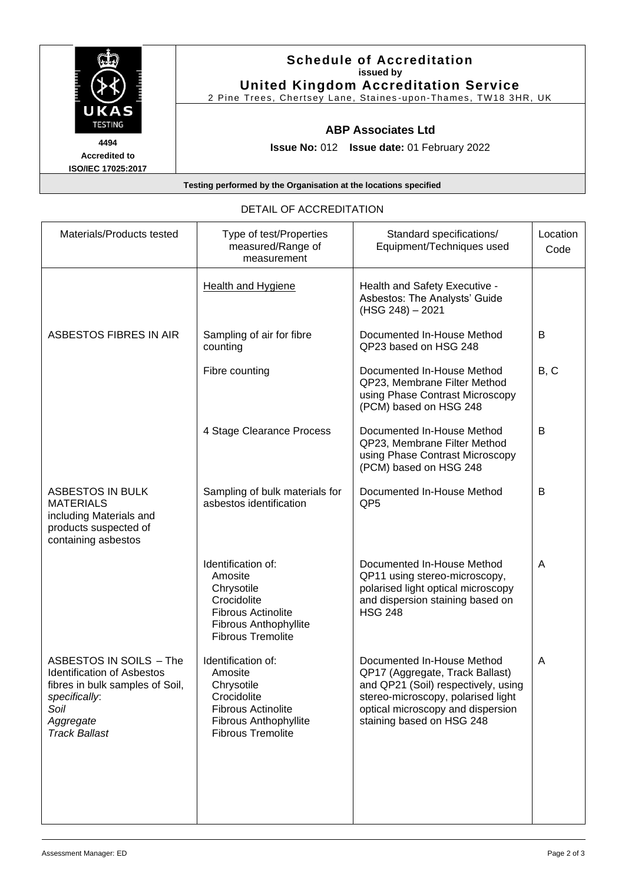**4494**
**Accredited to**
**ISO/IEC 17025:2017**

# Schedule of Accreditation

**issued by**

**United Kingdom Accreditation Service**

2 Pine Trees, Chertsey Lane, Staines-upon-Thames, TW18 3HR, UK

## ABP Associates Ltd

**Issue No:** 012 **Issue date:** 01 February 2022

**Testing performed by the Organisation at the locations specified**

DETAIL OF ACCREDITATION

| Materials/Products tested | Type of test/Properties measured/Range of measurement | Standard specifications/ Equipment/Techniques used | Location Code |
|---|---|---|---|
| | Health and Hygiene | Health and Safety Executive - Asbestos: The Analysts' Guide (HSG 248) – 2021 | |
| ASBESTOS FIBRES IN AIR | Sampling of air for fibre counting | Documented In-House Method QP23 based on HSG 248 | B |
| | Fibre counting | Documented In-House Method QP23, Membrane Filter Method using Phase Contrast Microscopy (PCM) based on HSG 248 | B, C |
| | 4 Stage Clearance Process | Documented In-House Method QP23, Membrane Filter Method using Phase Contrast Microscopy (PCM) based on HSG 248 | B |
| ASBESTOS IN BULK MATERIALS including Materials and products suspected of containing asbestos | Sampling of bulk materials for asbestos identification | Documented In-House Method QP5 | B |
| | Identification of: Amosite, Chrysotile, Crocidolite, Fibrous Actinolite, Fibrous Anthophyllite, Fibrous Tremolite | Documented In-House Method QP11 using stereo-microscopy, polarised light optical microscopy and dispersion staining based on HSG 248 | A |
| ASBESTOS IN SOILS – The Identification of Asbestos fibres in bulk samples of Soil, *specifically*: *Soil*, *Aggregate*, *Track Ballast* | Identification of: Amosite, Chrysotile, Crocidolite, Fibrous Actinolite, Fibrous Anthophyllite, Fibrous Tremolite | Documented In-House Method QP17 (Aggregate, Track Ballast) and QP21 (Soil) respectively, using stereo-microscopy, polarised light optical microscopy and dispersion staining based on HSG 248 | A |

Assessment Manager: ED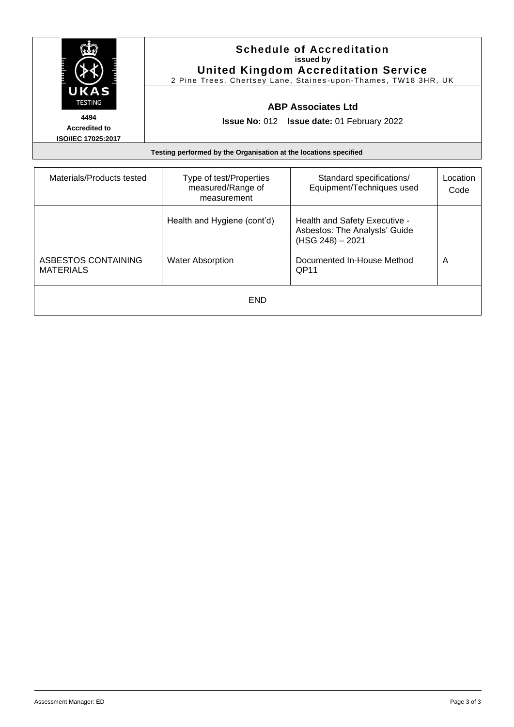UKAS TESTING

4494
**Accredited to**
**ISO/IEC 17025:2017**

# Schedule of Accreditation
**issued by**
## United Kingdom Accreditation Service
2 Pine Trees, Chertsey Lane, Staines-upon-Thames, TW18 3HR, UK

### ABP Associates Ltd

**Issue No:** 012 **Issue date:** 01 February 2022

**Testing performed by the Organisation at the locations specified**

| Materials/Products tested | Type of test/Properties measured/Range of measurement | Standard specifications/ Equipment/Techniques used | Location Code |
|---|---|---|---|
| | Health and Hygiene (cont'd) | Health and Safety Executive - Asbestos: The Analysts' Guide (HSG 248) – 2021 | |
| ASBESTOS CONTAINING MATERIALS | Water Absorption | Documented In-House Method QP11 | A |
| END | | | |

Assessment Manager: ED